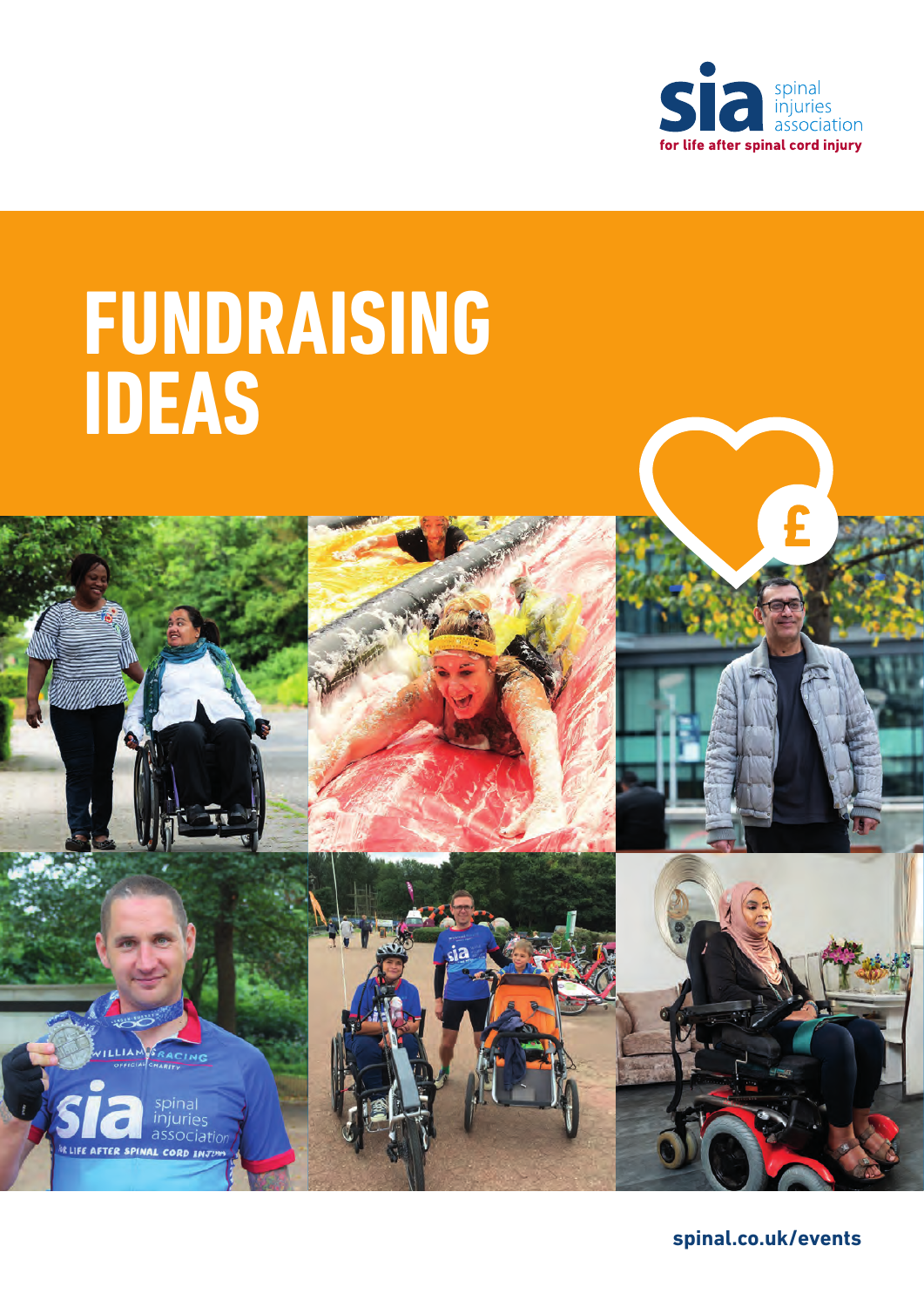sia spinal injuries association

for life after spinal cord injury

# FUNDRAISING IDEAS

spinal.co.uk/events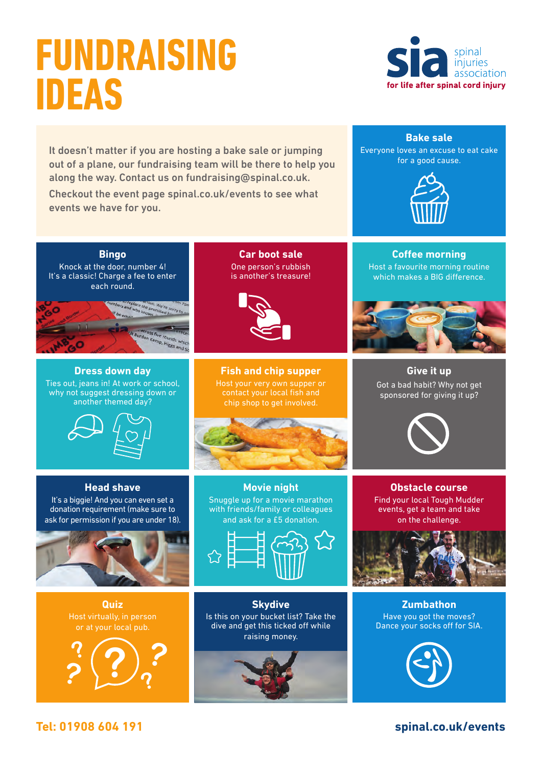# FUNDRAISING IDEAS

sia spinal injuries association
for life after spinal cord injury

It doesn't matter if you are hosting a bake sale or jumping out of a plane, our fundraising team will be there to help you along the way. Contact us on fundraising@spinal.co.uk.

Checkout the event page spinal.co.uk/events to see what events we have for you.

### Bake sale
Everyone loves an excuse to eat cake for a good cause.

### Bingo
Knock at the door, number 4! It's a classic! Charge a fee to enter each round.

### Car boot sale
One person's rubbish is another's treasure!

### Coffee morning
Host a favourite morning routine which makes a BIG difference.

### Dress down day
Ties out, jeans in! At work or school, why not suggest dressing down or another themed day?

### Fish and chip supper
Host your very own supper or contact your local fish and chip shop to get involved.

### Give it up
Got a bad habit? Why not get sponsored for giving it up?

### Head shave
It's a biggie! And you can even set a donation requirement (make sure to ask for permission if you are under 18).

### Movie night
Snuggle up for a movie marathon with friends/family or colleagues and ask for a £5 donation.

### Obstacle course
Find your local Tough Mudder events, get a team and take on the challenge.

### Quiz
Host virtually, in person or at your local pub.

### Skydive
Is this on your bucket list? Take the dive and get this ticked off while raising money.

### Zumbathon
Have you got the moves? Dance your socks off for SIA.

**Tel: 01908 604 191**

**spinal.co.uk/events**